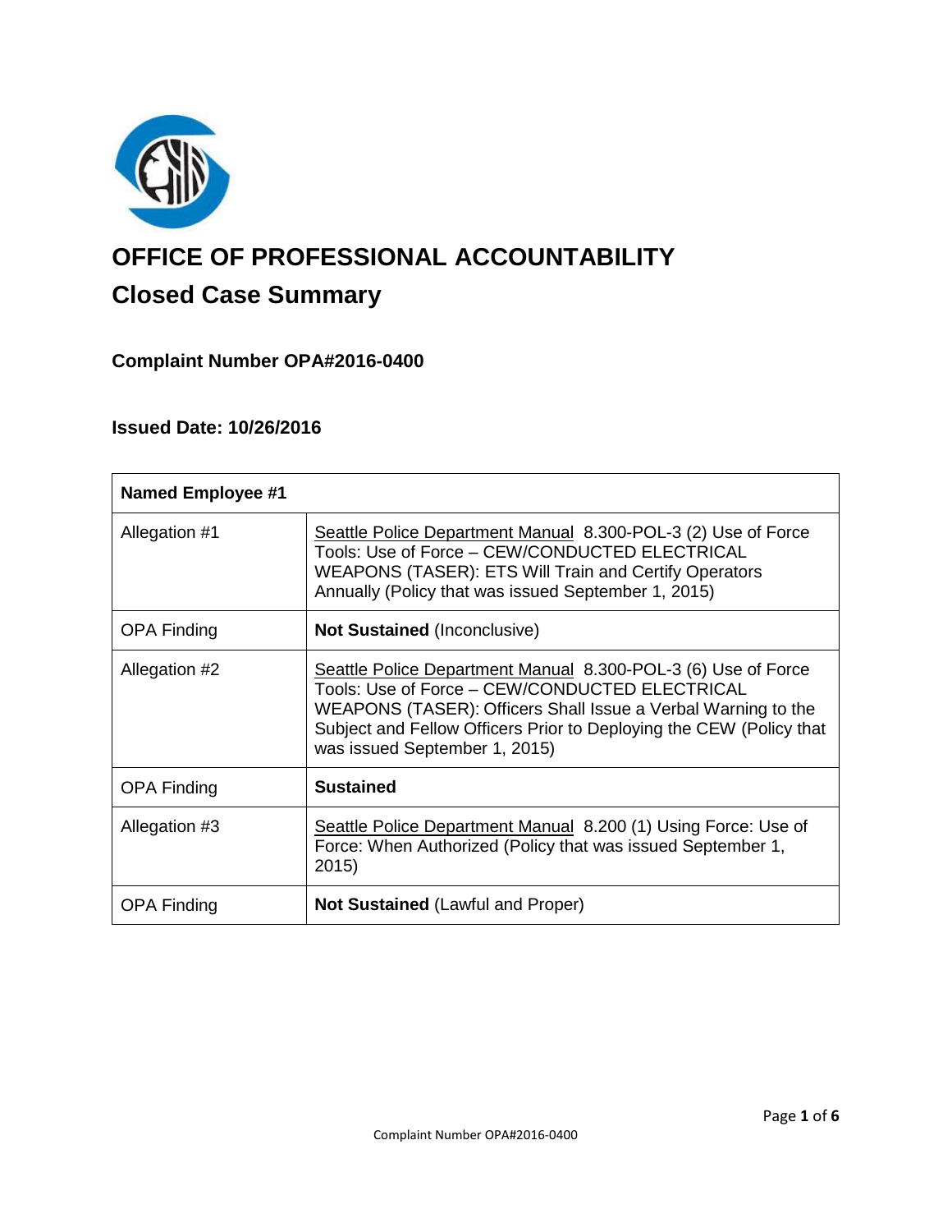# OFFICE OF PROFESSIONAL ACCOUNTABILITY

## Closed Case Summary

### Complaint Number OPA#2016-0400

### Issued Date: 10/26/2016

| Named Employee #1 | |
|---|---|
| Allegation #1 | Seattle Police Department Manual 8.300-POL-3 (2) Use of Force Tools: Use of Force – CEW/CONDUCTED ELECTRICAL WEAPONS (TASER): ETS Will Train and Certify Operators Annually (Policy that was issued September 1, 2015) |
| OPA Finding | **Not Sustained** (Inconclusive) |
| Allegation #2 | Seattle Police Department Manual 8.300-POL-3 (6) Use of Force Tools: Use of Force – CEW/CONDUCTED ELECTRICAL WEAPONS (TASER): Officers Shall Issue a Verbal Warning to the Subject and Fellow Officers Prior to Deploying the CEW (Policy that was issued September 1, 2015) |
| OPA Finding | **Sustained** |
| Allegation #3 | Seattle Police Department Manual 8.200 (1) Using Force: Use of Force: When Authorized (Policy that was issued September 1, 2015) |
| OPA Finding | **Not Sustained** (Lawful and Proper) |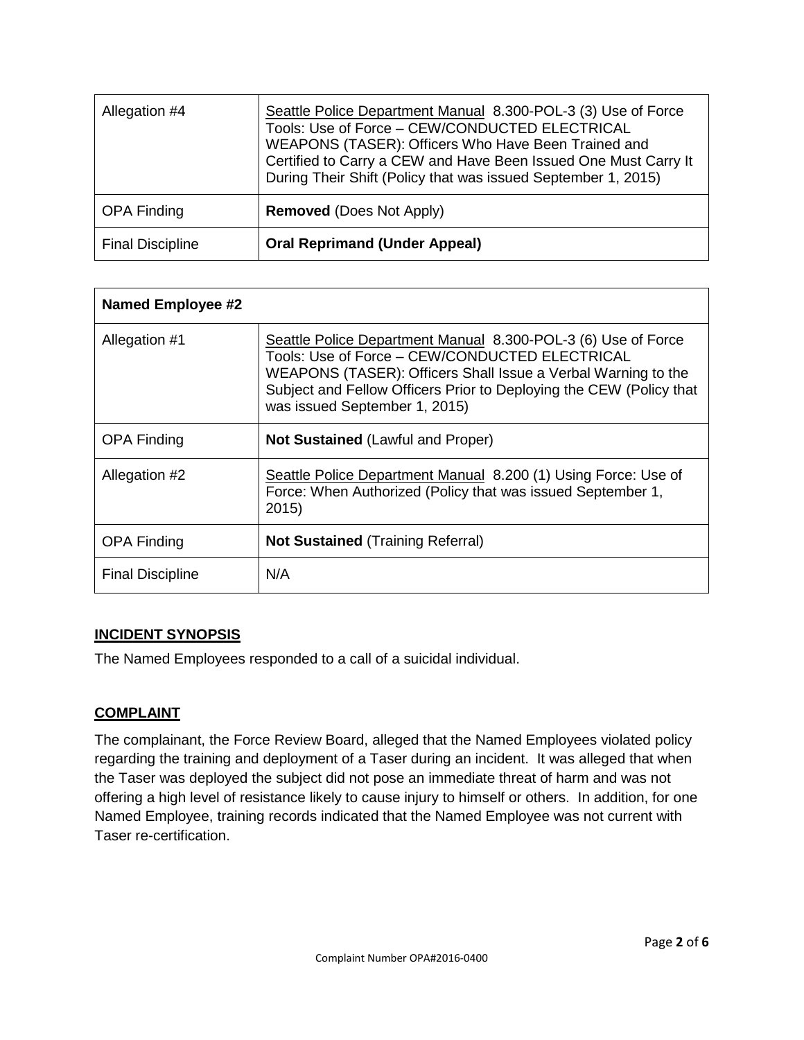| Allegation #4 | Seattle Police Department Manual 8.300-POL-3 (3) Use of Force Tools: Use of Force – CEW/CONDUCTED ELECTRICAL WEAPONS (TASER): Officers Who Have Been Trained and Certified to Carry a CEW and Have Been Issued One Must Carry It During Their Shift (Policy that was issued September 1, 2015) |
|---|---|
| OPA Finding | **Removed** (Does Not Apply) |
| Final Discipline | **Oral Reprimand (Under Appeal)** |

| **Named Employee #2** | |
|---|---|
| Allegation #1 | Seattle Police Department Manual 8.300-POL-3 (6) Use of Force Tools: Use of Force – CEW/CONDUCTED ELECTRICAL WEAPONS (TASER): Officers Shall Issue a Verbal Warning to the Subject and Fellow Officers Prior to Deploying the CEW (Policy that was issued September 1, 2015) |
| OPA Finding | **Not Sustained** (Lawful and Proper) |
| Allegation #2 | Seattle Police Department Manual 8.200 (1) Using Force: Use of Force: When Authorized (Policy that was issued September 1, 2015) |
| OPA Finding | **Not Sustained** (Training Referral) |
| Final Discipline | N/A |

## INCIDENT SYNOPSIS

The Named Employees responded to a call of a suicidal individual.

## COMPLAINT

The complainant, the Force Review Board, alleged that the Named Employees violated policy regarding the training and deployment of a Taser during an incident. It was alleged that when the Taser was deployed the subject did not pose an immediate threat of harm and was not offering a high level of resistance likely to cause injury to himself or others. In addition, for one Named Employee, training records indicated that the Named Employee was not current with Taser re-certification.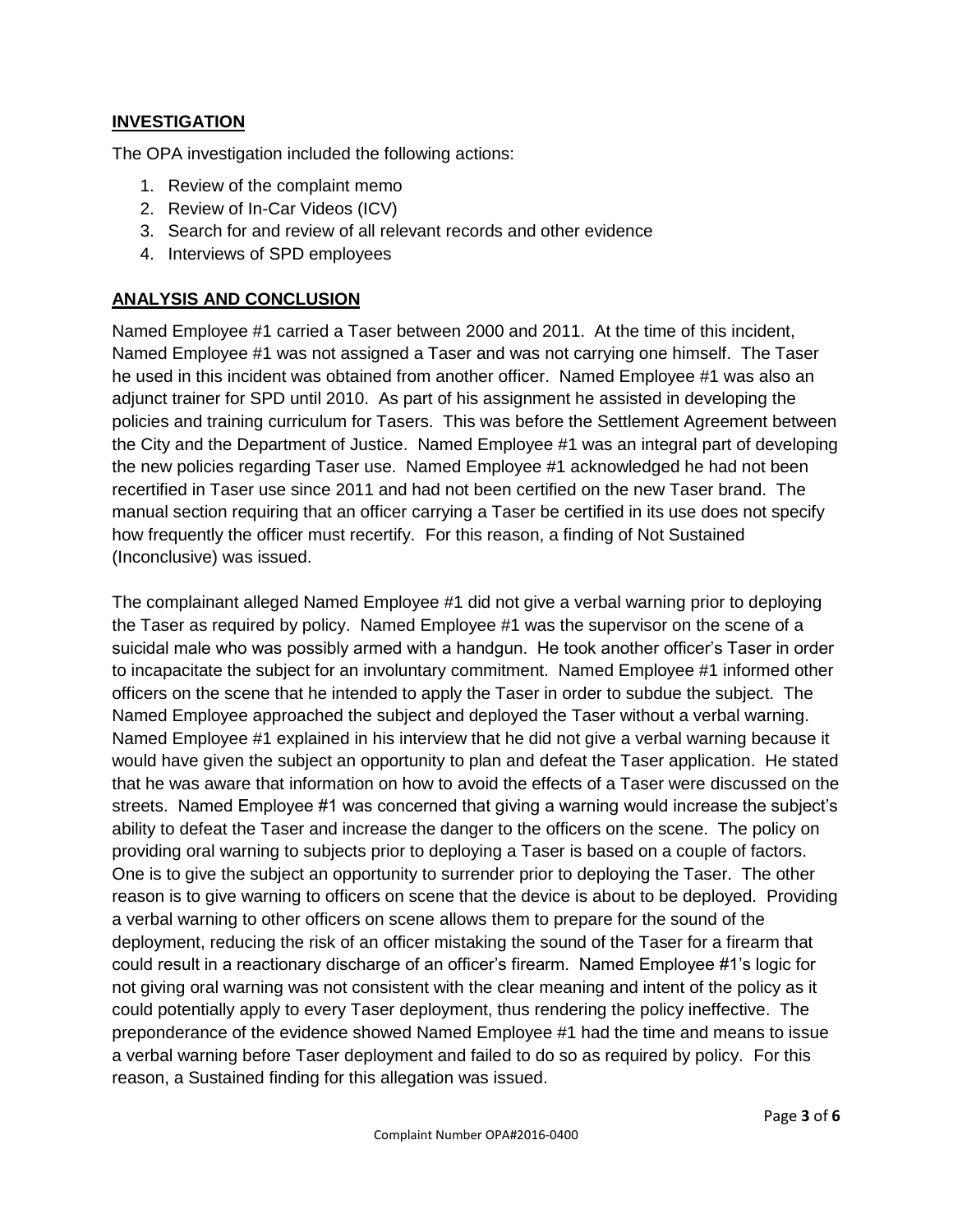## INVESTIGATION

The OPA investigation included the following actions:

1. Review of the complaint memo
2. Review of In-Car Videos (ICV)
3. Search for and review of all relevant records and other evidence
4. Interviews of SPD employees

## ANALYSIS AND CONCLUSION

Named Employee #1 carried a Taser between 2000 and 2011. At the time of this incident, Named Employee #1 was not assigned a Taser and was not carrying one himself. The Taser he used in this incident was obtained from another officer. Named Employee #1 was also an adjunct trainer for SPD until 2010. As part of his assignment he assisted in developing the policies and training curriculum for Tasers. This was before the Settlement Agreement between the City and the Department of Justice. Named Employee #1 was an integral part of developing the new policies regarding Taser use. Named Employee #1 acknowledged he had not been recertified in Taser use since 2011 and had not been certified on the new Taser brand. The manual section requiring that an officer carrying a Taser be certified in its use does not specify how frequently the officer must recertify. For this reason, a finding of Not Sustained (Inconclusive) was issued.

The complainant alleged Named Employee #1 did not give a verbal warning prior to deploying the Taser as required by policy. Named Employee #1 was the supervisor on the scene of a suicidal male who was possibly armed with a handgun. He took another officer's Taser in order to incapacitate the subject for an involuntary commitment. Named Employee #1 informed other officers on the scene that he intended to apply the Taser in order to subdue the subject. The Named Employee approached the subject and deployed the Taser without a verbal warning. Named Employee #1 explained in his interview that he did not give a verbal warning because it would have given the subject an opportunity to plan and defeat the Taser application. He stated that he was aware that information on how to avoid the effects of a Taser were discussed on the streets. Named Employee #1 was concerned that giving a warning would increase the subject's ability to defeat the Taser and increase the danger to the officers on the scene. The policy on providing oral warning to subjects prior to deploying a Taser is based on a couple of factors. One is to give the subject an opportunity to surrender prior to deploying the Taser. The other reason is to give warning to officers on scene that the device is about to be deployed. Providing a verbal warning to other officers on scene allows them to prepare for the sound of the deployment, reducing the risk of an officer mistaking the sound of the Taser for a firearm that could result in a reactionary discharge of an officer's firearm. Named Employee #1's logic for not giving oral warning was not consistent with the clear meaning and intent of the policy as it could potentially apply to every Taser deployment, thus rendering the policy ineffective. The preponderance of the evidence showed Named Employee #1 had the time and means to issue a verbal warning before Taser deployment and failed to do so as required by policy. For this reason, a Sustained finding for this allegation was issued.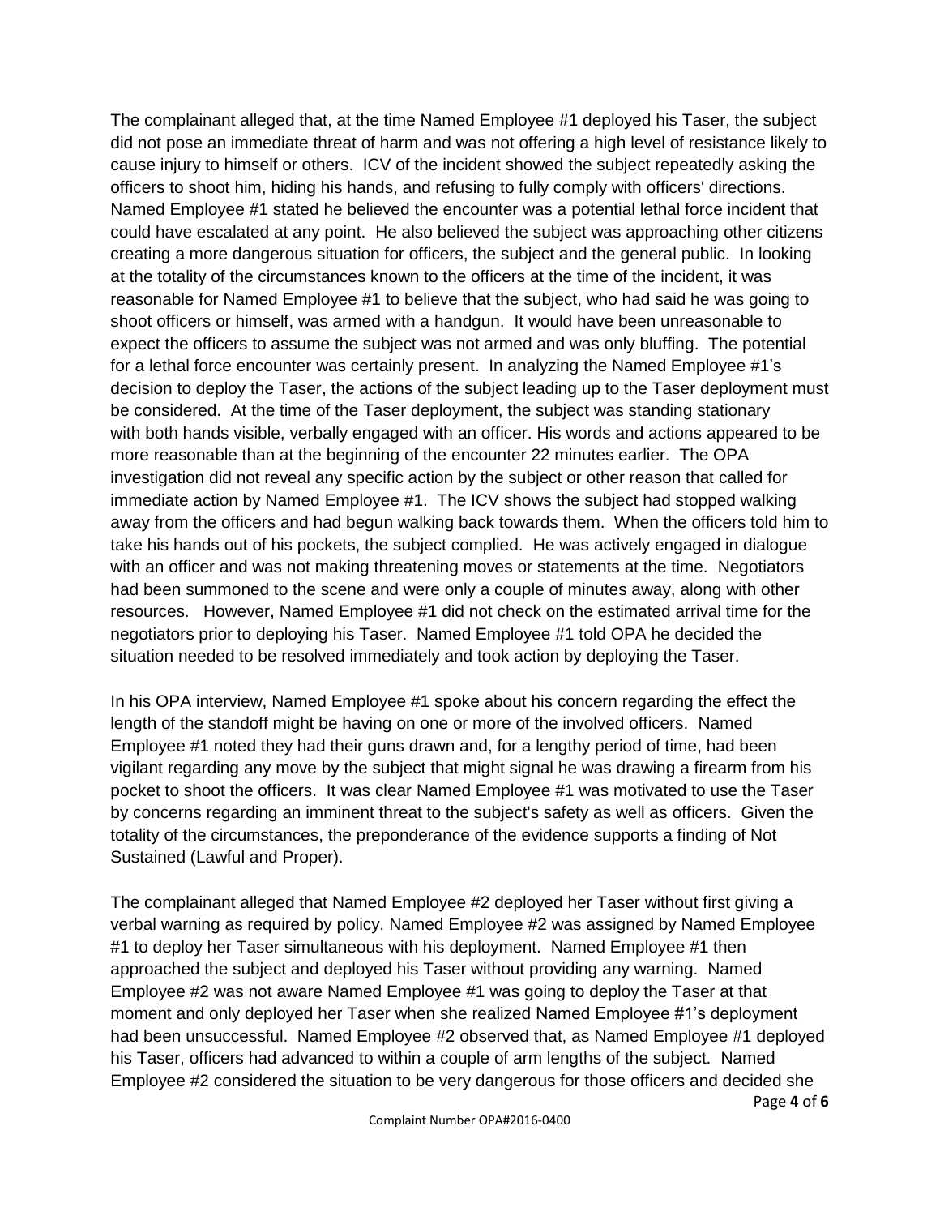The complainant alleged that, at the time Named Employee #1 deployed his Taser, the subject did not pose an immediate threat of harm and was not offering a high level of resistance likely to cause injury to himself or others. ICV of the incident showed the subject repeatedly asking the officers to shoot him, hiding his hands, and refusing to fully comply with officers' directions. Named Employee #1 stated he believed the encounter was a potential lethal force incident that could have escalated at any point. He also believed the subject was approaching other citizens creating a more dangerous situation for officers, the subject and the general public. In looking at the totality of the circumstances known to the officers at the time of the incident, it was reasonable for Named Employee #1 to believe that the subject, who had said he was going to shoot officers or himself, was armed with a handgun. It would have been unreasonable to expect the officers to assume the subject was not armed and was only bluffing. The potential for a lethal force encounter was certainly present. In analyzing the Named Employee #1's decision to deploy the Taser, the actions of the subject leading up to the Taser deployment must be considered. At the time of the Taser deployment, the subject was standing stationary with both hands visible, verbally engaged with an officer. His words and actions appeared to be more reasonable than at the beginning of the encounter 22 minutes earlier. The OPA investigation did not reveal any specific action by the subject or other reason that called for immediate action by Named Employee #1. The ICV shows the subject had stopped walking away from the officers and had begun walking back towards them. When the officers told him to take his hands out of his pockets, the subject complied. He was actively engaged in dialogue with an officer and was not making threatening moves or statements at the time. Negotiators had been summoned to the scene and were only a couple of minutes away, along with other resources. However, Named Employee #1 did not check on the estimated arrival time for the negotiators prior to deploying his Taser. Named Employee #1 told OPA he decided the situation needed to be resolved immediately and took action by deploying the Taser.

In his OPA interview, Named Employee #1 spoke about his concern regarding the effect the length of the standoff might be having on one or more of the involved officers. Named Employee #1 noted they had their guns drawn and, for a lengthy period of time, had been vigilant regarding any move by the subject that might signal he was drawing a firearm from his pocket to shoot the officers. It was clear Named Employee #1 was motivated to use the Taser by concerns regarding an imminent threat to the subject's safety as well as officers. Given the totality of the circumstances, the preponderance of the evidence supports a finding of Not Sustained (Lawful and Proper).

The complainant alleged that Named Employee #2 deployed her Taser without first giving a verbal warning as required by policy. Named Employee #2 was assigned by Named Employee #1 to deploy her Taser simultaneous with his deployment. Named Employee #1 then approached the subject and deployed his Taser without providing any warning. Named Employee #2 was not aware Named Employee #1 was going to deploy the Taser at that moment and only deployed her Taser when she realized Named Employee #1's deployment had been unsuccessful. Named Employee #2 observed that, as Named Employee #1 deployed his Taser, officers had advanced to within a couple of arm lengths of the subject. Named Employee #2 considered the situation to be very dangerous for those officers and decided she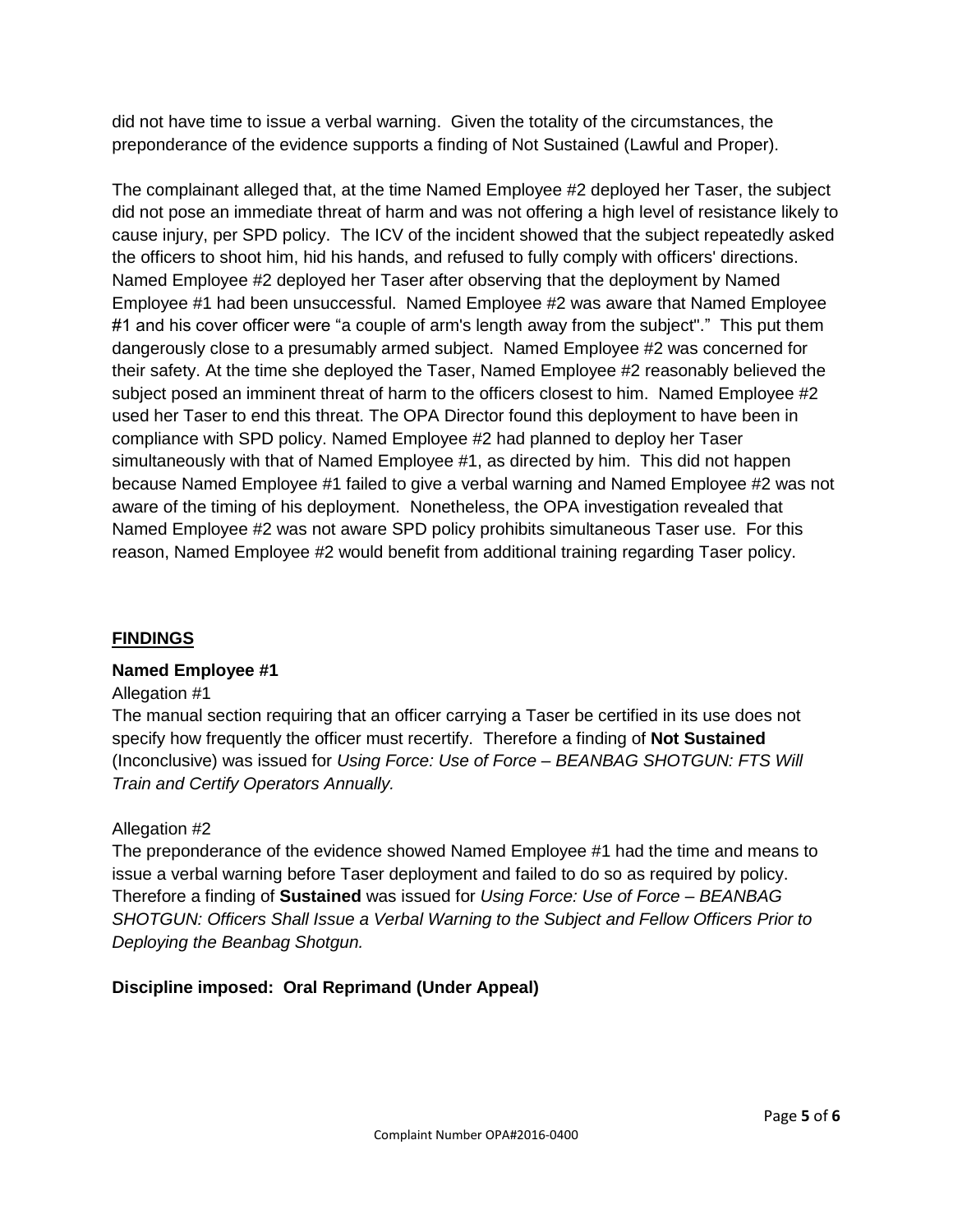did not have time to issue a verbal warning. Given the totality of the circumstances, the preponderance of the evidence supports a finding of Not Sustained (Lawful and Proper).

The complainant alleged that, at the time Named Employee #2 deployed her Taser, the subject did not pose an immediate threat of harm and was not offering a high level of resistance likely to cause injury, per SPD policy. The ICV of the incident showed that the subject repeatedly asked the officers to shoot him, hid his hands, and refused to fully comply with officers' directions. Named Employee #2 deployed her Taser after observing that the deployment by Named Employee #1 had been unsuccessful. Named Employee #2 was aware that Named Employee #1 and his cover officer were "a couple of arm's length away from the subject"." This put them dangerously close to a presumably armed subject. Named Employee #2 was concerned for their safety. At the time she deployed the Taser, Named Employee #2 reasonably believed the subject posed an imminent threat of harm to the officers closest to him. Named Employee #2 used her Taser to end this threat. The OPA Director found this deployment to have been in compliance with SPD policy. Named Employee #2 had planned to deploy her Taser simultaneously with that of Named Employee #1, as directed by him. This did not happen because Named Employee #1 failed to give a verbal warning and Named Employee #2 was not aware of the timing of his deployment. Nonetheless, the OPA investigation revealed that Named Employee #2 was not aware SPD policy prohibits simultaneous Taser use. For this reason, Named Employee #2 would benefit from additional training regarding Taser policy.

## FINDINGS

### Named Employee #1

Allegation #1

The manual section requiring that an officer carrying a Taser be certified in its use does not specify how frequently the officer must recertify. Therefore a finding of **Not Sustained** (Inconclusive) was issued for *Using Force: Use of Force – BEANBAG SHOTGUN: FTS Will Train and Certify Operators Annually.*

Allegation #2

The preponderance of the evidence showed Named Employee #1 had the time and means to issue a verbal warning before Taser deployment and failed to do so as required by policy. Therefore a finding of **Sustained** was issued for *Using Force: Use of Force – BEANBAG SHOTGUN: Officers Shall Issue a Verbal Warning to the Subject and Fellow Officers Prior to Deploying the Beanbag Shotgun.*

**Discipline imposed: Oral Reprimand (Under Appeal)**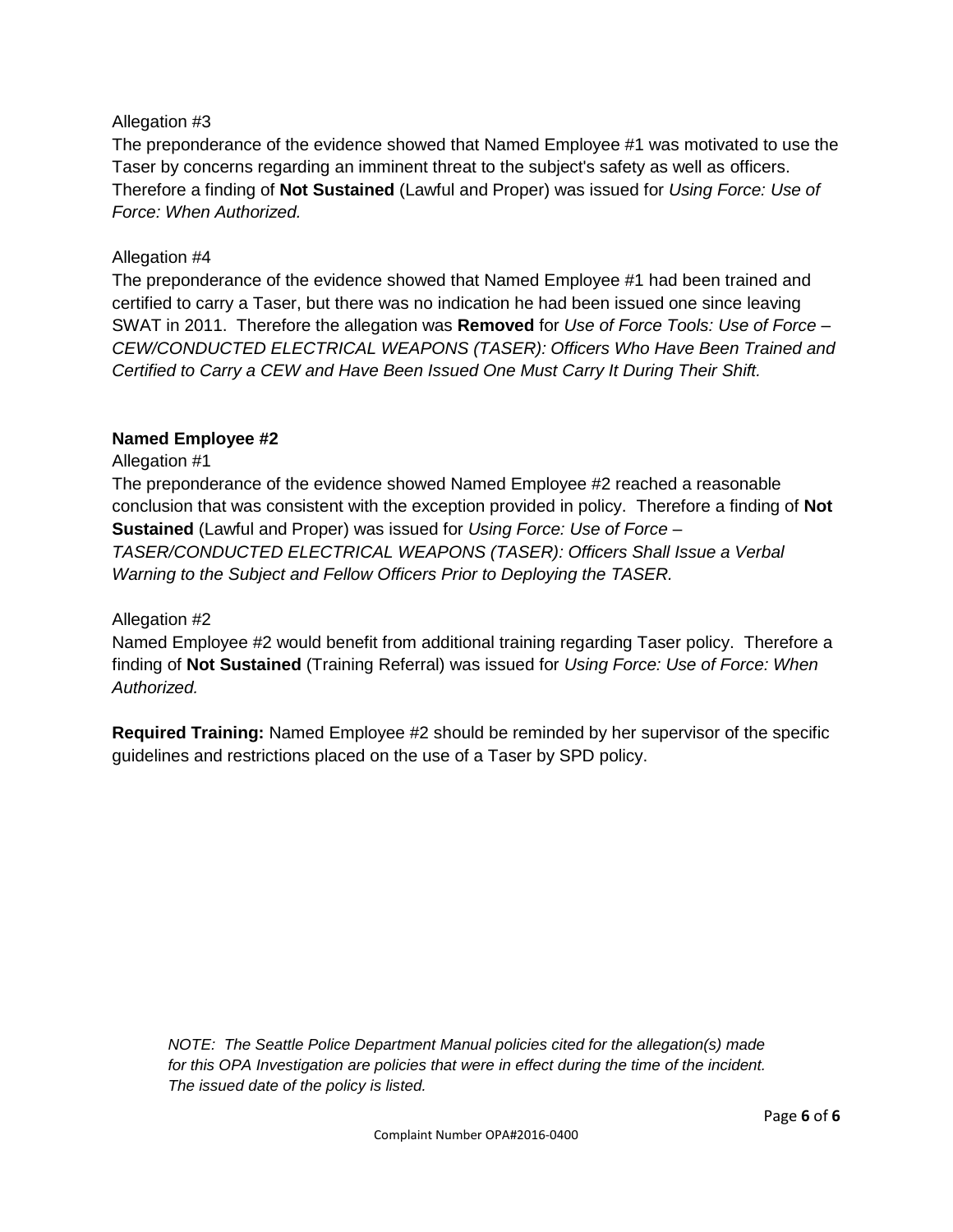Allegation #3

The preponderance of the evidence showed that Named Employee #1 was motivated to use the Taser by concerns regarding an imminent threat to the subject's safety as well as officers. Therefore a finding of **Not Sustained** (Lawful and Proper) was issued for *Using Force: Use of Force: When Authorized.*

Allegation #4

The preponderance of the evidence showed that Named Employee #1 had been trained and certified to carry a Taser, but there was no indication he had been issued one since leaving SWAT in 2011. Therefore the allegation was **Removed** for *Use of Force Tools: Use of Force – CEW/CONDUCTED ELECTRICAL WEAPONS (TASER): Officers Who Have Been Trained and Certified to Carry a CEW and Have Been Issued One Must Carry It During Their Shift.*

**Named Employee #2**

Allegation #1

The preponderance of the evidence showed Named Employee #2 reached a reasonable conclusion that was consistent with the exception provided in policy. Therefore a finding of **Not Sustained** (Lawful and Proper) was issued for *Using Force: Use of Force – TASER/CONDUCTED ELECTRICAL WEAPONS (TASER): Officers Shall Issue a Verbal Warning to the Subject and Fellow Officers Prior to Deploying the TASER.*

Allegation #2

Named Employee #2 would benefit from additional training regarding Taser policy. Therefore a finding of **Not Sustained** (Training Referral) was issued for *Using Force: Use of Force: When Authorized.*

**Required Training:** Named Employee #2 should be reminded by her supervisor of the specific guidelines and restrictions placed on the use of a Taser by SPD policy.

*NOTE: The Seattle Police Department Manual policies cited for the allegation(s) made for this OPA Investigation are policies that were in effect during the time of the incident. The issued date of the policy is listed.*

Complaint Number OPA#2016-0400